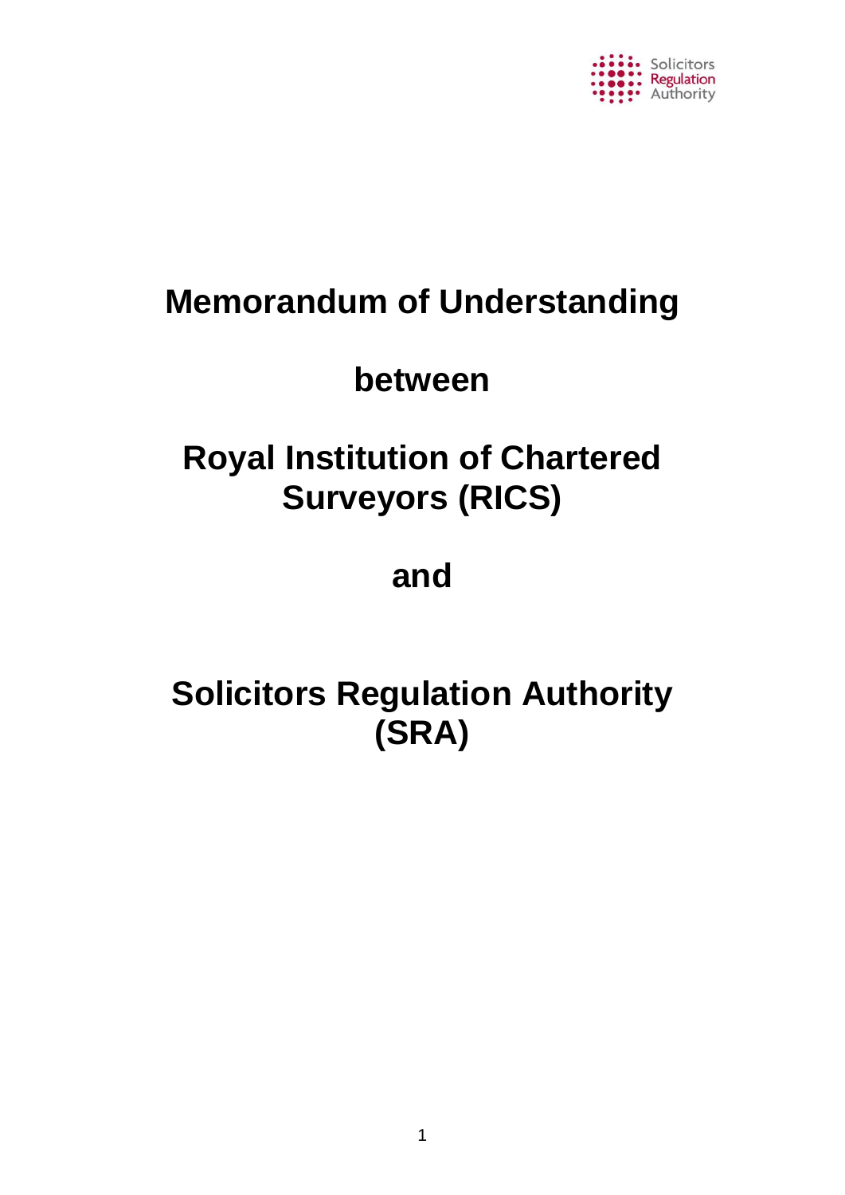# Memorandum of Understanding

# between

# Royal Institution of Chartered Surveyors (RICS)

# and

# Solicitors Regulation Authority (SRA)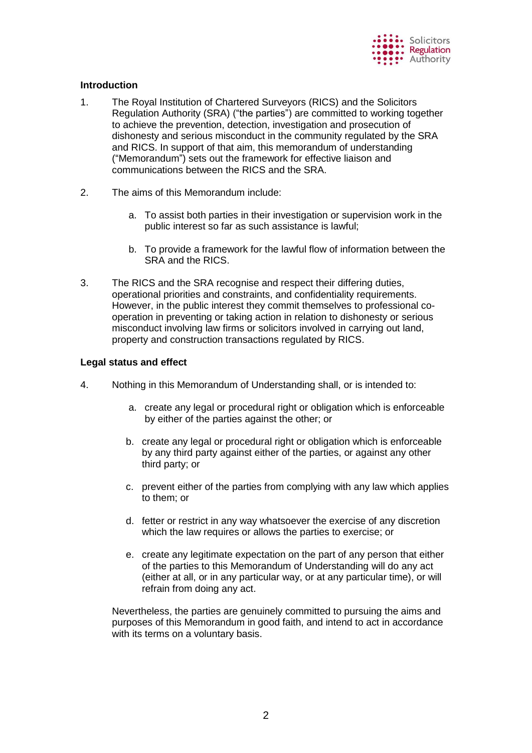## Introduction

1. The Royal Institution of Chartered Surveyors (RICS) and the Solicitors Regulation Authority (SRA) ("the parties") are committed to working together to achieve the prevention, detection, investigation and prosecution of dishonesty and serious misconduct in the community regulated by the SRA and RICS. In support of that aim, this memorandum of understanding ("Memorandum") sets out the framework for effective liaison and communications between the RICS and the SRA.

2. The aims of this Memorandum include:

   a. To assist both parties in their investigation or supervision work in the public interest so far as such assistance is lawful;

   b. To provide a framework for the lawful flow of information between the SRA and the RICS.

3. The RICS and the SRA recognise and respect their differing duties, operational priorities and constraints, and confidentiality requirements. However, in the public interest they commit themselves to professional co-operation in preventing or taking action in relation to dishonesty or serious misconduct involving law firms or solicitors involved in carrying out land, property and construction transactions regulated by RICS.

## Legal status and effect

4. Nothing in this Memorandum of Understanding shall, or is intended to:

   a. create any legal or procedural right or obligation which is enforceable by either of the parties against the other; or

   b. create any legal or procedural right or obligation which is enforceable by any third party against either of the parties, or against any other third party; or

   c. prevent either of the parties from complying with any law which applies to them; or

   d. fetter or restrict in any way whatsoever the exercise of any discretion which the law requires or allows the parties to exercise; or

   e. create any legitimate expectation on the part of any person that either of the parties to this Memorandum of Understanding will do any act (either at all, or in any particular way, or at any particular time), or will refrain from doing any act.

   Nevertheless, the parties are genuinely committed to pursuing the aims and purposes of this Memorandum in good faith, and intend to act in accordance with its terms on a voluntary basis.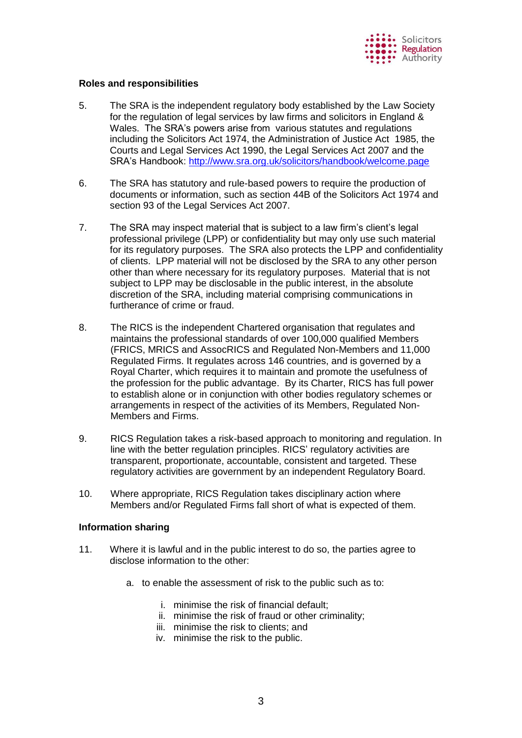**Roles and responsibilities**

5. The SRA is the independent regulatory body established by the Law Society for the regulation of legal services by law firms and solicitors in England & Wales. The SRA's powers arise from various statutes and regulations including the Solicitors Act 1974, the Administration of Justice Act 1985, the Courts and Legal Services Act 1990, the Legal Services Act 2007 and the SRA's Handbook: [http://www.sra.org.uk/solicitors/handbook/welcome.page](http://www.sra.org.uk/solicitors/handbook/welcome.page)

6. The SRA has statutory and rule-based powers to require the production of documents or information, such as section 44B of the Solicitors Act 1974 and section 93 of the Legal Services Act 2007.

7. The SRA may inspect material that is subject to a law firm's client's legal professional privilege (LPP) or confidentiality but may only use such material for its regulatory purposes. The SRA also protects the LPP and confidentiality of clients. LPP material will not be disclosed by the SRA to any other person other than where necessary for its regulatory purposes. Material that is not subject to LPP may be disclosable in the public interest, in the absolute discretion of the SRA, including material comprising communications in furtherance of crime or fraud.

8. The RICS is the independent Chartered organisation that regulates and maintains the professional standards of over 100,000 qualified Members (FRICS, MRICS and AssocRICS and Regulated Non-Members and 11,000 Regulated Firms. It regulates across 146 countries, and is governed by a Royal Charter, which requires it to maintain and promote the usefulness of the profession for the public advantage. By its Charter, RICS has full power to establish alone or in conjunction with other bodies regulatory schemes or arrangements in respect of the activities of its Members, Regulated Non-Members and Firms.

9. RICS Regulation takes a risk-based approach to monitoring and regulation. In line with the better regulation principles. RICS' regulatory activities are transparent, proportionate, accountable, consistent and targeted. These regulatory activities are government by an independent Regulatory Board.

10. Where appropriate, RICS Regulation takes disciplinary action where Members and/or Regulated Firms fall short of what is expected of them.

**Information sharing**

11. Where it is lawful and in the public interest to do so, the parties agree to disclose information to the other:

    a. to enable the assessment of risk to the public such as to:

        i. minimise the risk of financial default;
        ii. minimise the risk of fraud or other criminality;
        iii. minimise the risk to clients; and
        iv. minimise the risk to the public.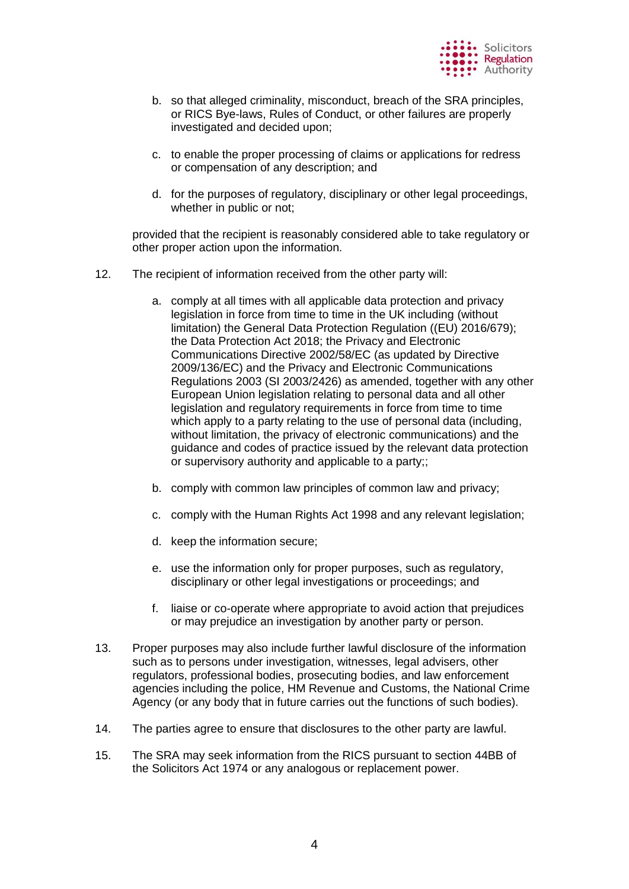b. so that alleged criminality, misconduct, breach of the SRA principles, or RICS Bye-laws, Rules of Conduct, or other failures are properly investigated and decided upon;

c. to enable the proper processing of claims or applications for redress or compensation of any description; and

d. for the purposes of regulatory, disciplinary or other legal proceedings, whether in public or not;

provided that the recipient is reasonably considered able to take regulatory or other proper action upon the information.

12. The recipient of information received from the other party will:

    a. comply at all times with all applicable data protection and privacy legislation in force from time to time in the UK including (without limitation) the General Data Protection Regulation ((EU) 2016/679); the Data Protection Act 2018; the Privacy and Electronic Communications Directive 2002/58/EC (as updated by Directive 2009/136/EC) and the Privacy and Electronic Communications Regulations 2003 (SI 2003/2426) as amended, together with any other European Union legislation relating to personal data and all other legislation and regulatory requirements in force from time to time which apply to a party relating to the use of personal data (including, without limitation, the privacy of electronic communications) and the guidance and codes of practice issued by the relevant data protection or supervisory authority and applicable to a party;;

    b. comply with common law principles of common law and privacy;

    c. comply with the Human Rights Act 1998 and any relevant legislation;

    d. keep the information secure;

    e. use the information only for proper purposes, such as regulatory, disciplinary or other legal investigations or proceedings; and

    f. liaise or co-operate where appropriate to avoid action that prejudices or may prejudice an investigation by another party or person.

13. Proper purposes may also include further lawful disclosure of the information such as to persons under investigation, witnesses, legal advisers, other regulators, professional bodies, prosecuting bodies, and law enforcement agencies including the police, HM Revenue and Customs, the National Crime Agency (or any body that in future carries out the functions of such bodies).

14. The parties agree to ensure that disclosures to the other party are lawful.

15. The SRA may seek information from the RICS pursuant to section 44BB of the Solicitors Act 1974 or any analogous or replacement power.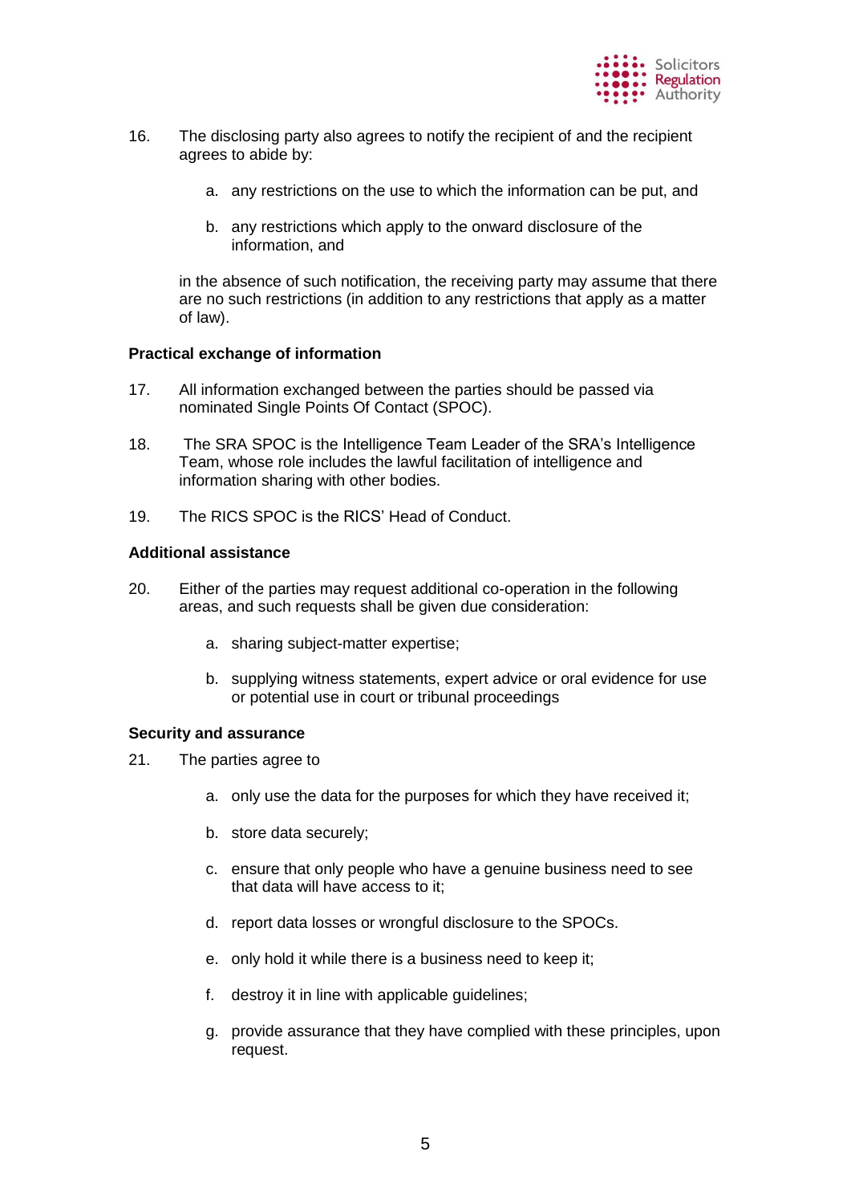16. The disclosing party also agrees to notify the recipient of and the recipient agrees to abide by:

    a. any restrictions on the use to which the information can be put, and

    b. any restrictions which apply to the onward disclosure of the information, and

    in the absence of such notification, the receiving party may assume that there are no such restrictions (in addition to any restrictions that apply as a matter of law).

**Practical exchange of information**

17. All information exchanged between the parties should be passed via nominated Single Points Of Contact (SPOC).

18. The SRA SPOC is the Intelligence Team Leader of the SRA's Intelligence Team, whose role includes the lawful facilitation of intelligence and information sharing with other bodies.

19. The RICS SPOC is the RICS' Head of Conduct.

**Additional assistance**

20. Either of the parties may request additional co-operation in the following areas, and such requests shall be given due consideration:

    a. sharing subject-matter expertise;

    b. supplying witness statements, expert advice or oral evidence for use or potential use in court or tribunal proceedings

**Security and assurance**

21. The parties agree to

    a. only use the data for the purposes for which they have received it;

    b. store data securely;

    c. ensure that only people who have a genuine business need to see that data will have access to it;

    d. report data losses or wrongful disclosure to the SPOCs.

    e. only hold it while there is a business need to keep it;

    f. destroy it in line with applicable guidelines;

    g. provide assurance that they have complied with these principles, upon request.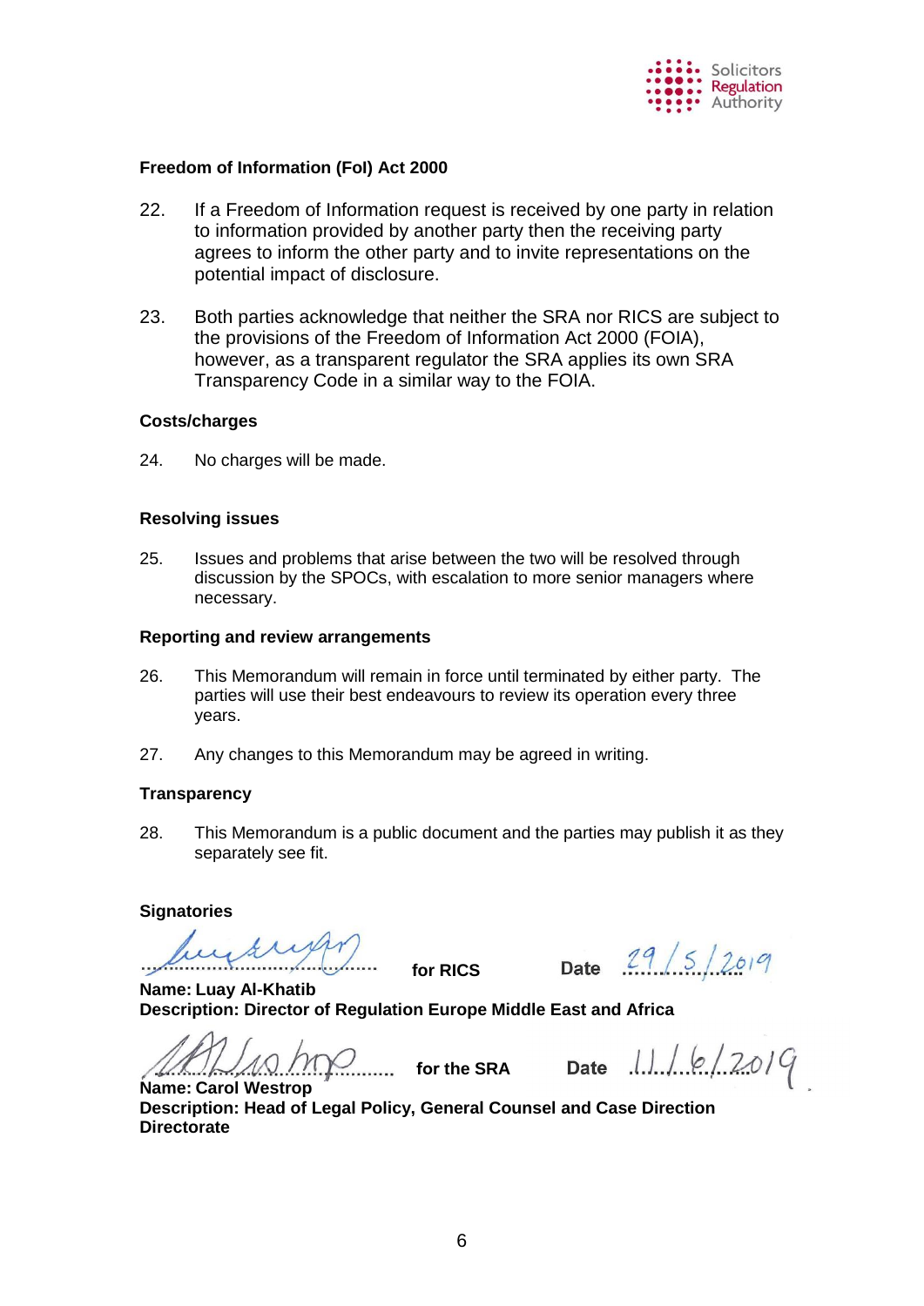### Freedom of Information (FoI) Act 2000

22. If a Freedom of Information request is received by one party in relation to information provided by another party then the receiving party agrees to inform the other party and to invite representations on the potential impact of disclosure.

23. Both parties acknowledge that neither the SRA nor RICS are subject to the provisions of the Freedom of Information Act 2000 (FOIA), however, as a transparent regulator the SRA applies its own SRA Transparency Code in a similar way to the FOIA.

### Costs/charges

24. No charges will be made.

### Resolving issues

25. Issues and problems that arise between the two will be resolved through discussion by the SPOCs, with escalation to more senior managers where necessary.

### Reporting and review arrangements

26. This Memorandum will remain in force until terminated by either party. The parties will use their best endeavours to review its operation every three years.

27. Any changes to this Memorandum may be agreed in writing.

### Transparency

28. This Memorandum is a public document and the parties may publish it as they separately see fit.

### Signatories

........................................ **for RICS** **Date** 29/5/2019

**Name: Luay Al-Khatib**
**Description: Director of Regulation Europe Middle East and Africa**

........................................ **for the SRA** **Date** 11/6/2019

**Name: Carol Westrop**
**Description: Head of Legal Policy, General Counsel and Case Direction Directorate**